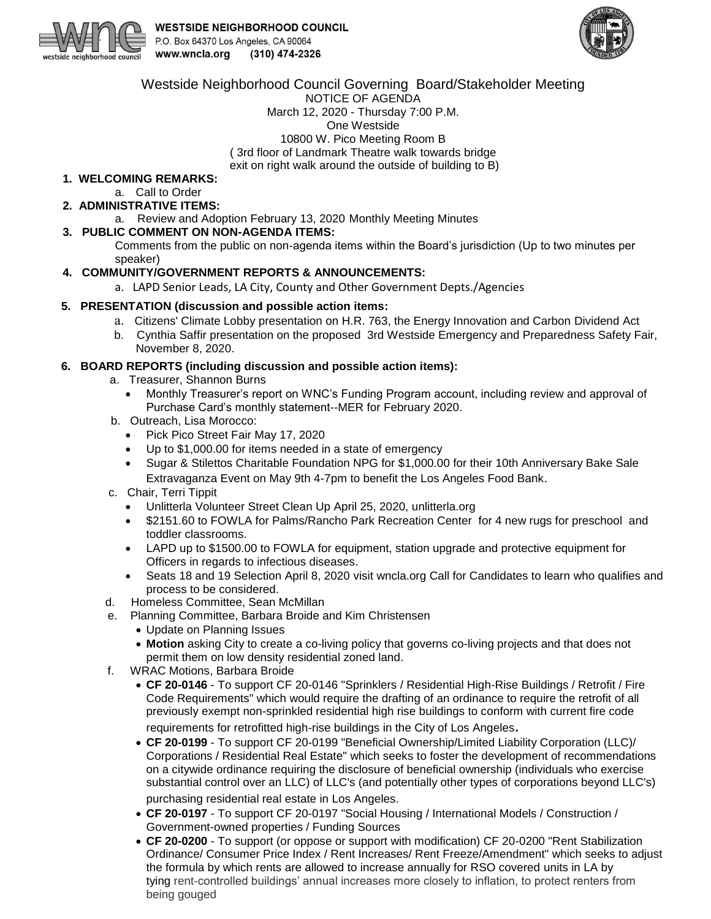**WESTSIDE NEIGHBORHOOD COUNCIL**
P.O. Box 64370 Los Angeles, CA 90064
www.wncla.org (310) 474-2326

# Westside Neighborhood Council Governing Board/Stakeholder Meeting

NOTICE OF AGENDA
March 12, 2020 - Thursday 7:00 P.M.
One Westside
10800 W. Pico Meeting Room B
( 3rd floor of Landmark Theatre walk towards bridge
exit on right walk around the outside of building to B)

1. **WELCOMING REMARKS:**
   a. Call to Order
2. **ADMINISTRATIVE ITEMS:**
   a. Review and Adoption February 13, 2020 Monthly Meeting Minutes
3. **PUBLIC COMMENT ON NON-AGENDA ITEMS:**
   Comments from the public on non-agenda items within the Board's jurisdiction (Up to two minutes per speaker)
4. **COMMUNITY/GOVERNMENT REPORTS & ANNOUNCEMENTS:**
   a. LAPD Senior Leads, LA City, County and Other Government Depts./Agencies
5. **PRESENTATION (discussion and possible action items:**
   a. Citizens' Climate Lobby presentation on H.R. 763, the Energy Innovation and Carbon Dividend Act
   b. Cynthia Saffir presentation on the proposed 3rd Westside Emergency and Preparedness Safety Fair, November 8, 2020.
6. **BOARD REPORTS (including discussion and possible action items):**
   a. Treasurer, Shannon Burns
      - Monthly Treasurer's report on WNC's Funding Program account, including review and approval of Purchase Card's monthly statement--MER for February 2020.
   b. Outreach, Lisa Morocco:
      - Pick Pico Street Fair May 17, 2020
      - Up to $1,000.00 for items needed in a state of emergency
      - Sugar & Stilettos Charitable Foundation NPG for $1,000.00 for their 10th Anniversary Bake Sale Extravaganza Event on May 9th 4-7pm to benefit the Los Angeles Food Bank.
   c. Chair, Terri Tippit
      - Unlitterla Volunteer Street Clean Up April 25, 2020, unlitterla.org
      - $2151.60 to FOWLA for Palms/Rancho Park Recreation Center for 4 new rugs for preschool and toddler classrooms.
      - LAPD up to $1500.00 to FOWLA for equipment, station upgrade and protective equipment for Officers in regards to infectious diseases.
      - Seats 18 and 19 Selection April 8, 2020 visit wncla.org Call for Candidates to learn who qualifies and process to be considered.
   d. Homeless Committee, Sean McMillan
   e. Planning Committee, Barbara Broide and Kim Christensen
      - Update on Planning Issues
      - **Motion** asking City to create a co-living policy that governs co-living projects and that does not permit them on low density residential zoned land.
   f. WRAC Motions, Barbara Broide
      - **CF 20-0146** - To support CF 20-0146 "Sprinklers / Residential High-Rise Buildings / Retrofit / Fire Code Requirements" which would require the drafting of an ordinance to require the retrofit of all previously exempt non-sprinkled residential high rise buildings to conform with current fire code requirements for retrofitted high-rise buildings in the City of Los Angeles**.**
      - **CF 20-0199** - To support CF 20-0199 "Beneficial Ownership/Limited Liability Corporation (LLC)/ Corporations / Residential Real Estate" which seeks to foster the development of recommendations on a citywide ordinance requiring the disclosure of beneficial ownership (individuals who exercise substantial control over an LLC) of LLC's (and potentially other types of corporations beyond LLC's) purchasing residential real estate in Los Angeles.
      - **CF 20-0197** - To support CF 20-0197 "Social Housing / International Models / Construction / Government-owned properties / Funding Sources
      - **CF 20-0200** - To support (or oppose or support with modification) CF 20-0200 "Rent Stabilization Ordinance/ Consumer Price Index / Rent Increases/ Rent Freeze/Amendment" which seeks to adjust the formula by which rents are allowed to increase annually for RSO covered units in LA by tying rent-controlled buildings' annual increases more closely to inflation, to protect renters from being gouged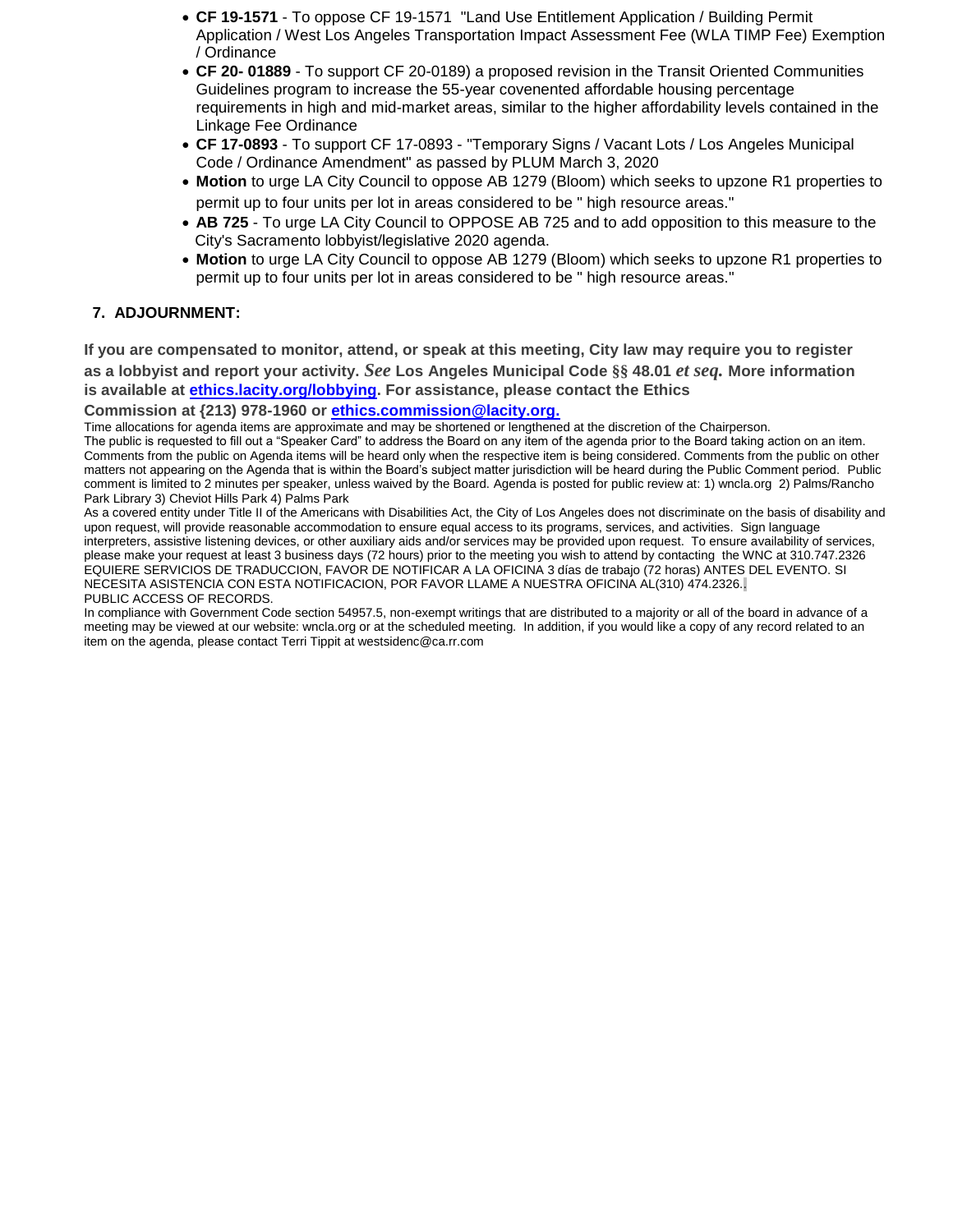- **CF 19-1571** - To oppose CF 19-1571 "Land Use Entitlement Application / Building Permit Application / West Los Angeles Transportation Impact Assessment Fee (WLA TIMP Fee) Exemption / Ordinance
- **CF 20- 01889** - To support CF 20-0189) a proposed revision in the Transit Oriented Communities Guidelines program to increase the 55-year covenented affordable housing percentage requirements in high and mid-market areas, similar to the higher affordability levels contained in the Linkage Fee Ordinance
- **CF 17-0893** - To support CF 17-0893 - "Temporary Signs / Vacant Lots / Los Angeles Municipal Code / Ordinance Amendment" as passed by PLUM March 3, 2020
- **Motion** to urge LA City Council to oppose AB 1279 (Bloom) which seeks to upzone R1 properties to permit up to four units per lot in areas considered to be " high resource areas."
- **AB 725** - To urge LA City Council to OPPOSE AB 725 and to add opposition to this measure to the City's Sacramento lobbyist/legislative 2020 agenda.
- **Motion** to urge LA City Council to oppose AB 1279 (Bloom) which seeks to upzone R1 properties to permit up to four units per lot in areas considered to be " high resource areas."

**7. ADJOURNMENT:**

**If you are compensated to monitor, attend, or speak at this meeting, City law may require you to register as a lobbyist and report your activity. *See* Los Angeles Municipal Code §§ 48.01 *et seq.* More information is available at ethics.lacity.org/lobbying. For assistance, please contact the Ethics Commission at (213) 978-1960 or ethics.commission@lacity.org.**

Time allocations for agenda items are approximate and may be shortened or lengthened at the discretion of the Chairperson.

The public is requested to fill out a "Speaker Card" to address the Board on any item of the agenda prior to the Board taking action on an item. Comments from the public on Agenda items will be heard only when the respective item is being considered. Comments from the public on other matters not appearing on the Agenda that is within the Board's subject matter jurisdiction will be heard during the Public Comment period. Public comment is limited to 2 minutes per speaker, unless waived by the Board. Agenda is posted for public review at: 1) wncla.org 2) Palms/Rancho Park Library 3) Cheviot Hills Park 4) Palms Park

As a covered entity under Title II of the Americans with Disabilities Act, the City of Los Angeles does not discriminate on the basis of disability and upon request, will provide reasonable accommodation to ensure equal access to its programs, services, and activities. Sign language interpreters, assistive listening devices, or other auxiliary aids and/or services may be provided upon request. To ensure availability of services, please make your request at least 3 business days (72 hours) prior to the meeting you wish to attend by contacting the WNC at 310.747.2326 EQUIERE SERVICIOS DE TRADUCCION, FAVOR DE NOTIFICAR A LA OFICINA 3 días de trabajo (72 horas) ANTES DEL EVENTO. SI NECESITA ASISTENCIA CON ESTA NOTIFICACION, POR FAVOR LLAME A NUESTRA OFICINA AL(310) 474.2326.

PUBLIC ACCESS OF RECORDS.

In compliance with Government Code section 54957.5, non-exempt writings that are distributed to a majority or all of the board in advance of a meeting may be viewed at our website: wncla.org or at the scheduled meeting. In addition, if you would like a copy of any record related to an item on the agenda, please contact Terri Tippit at westsidenc@ca.rr.com